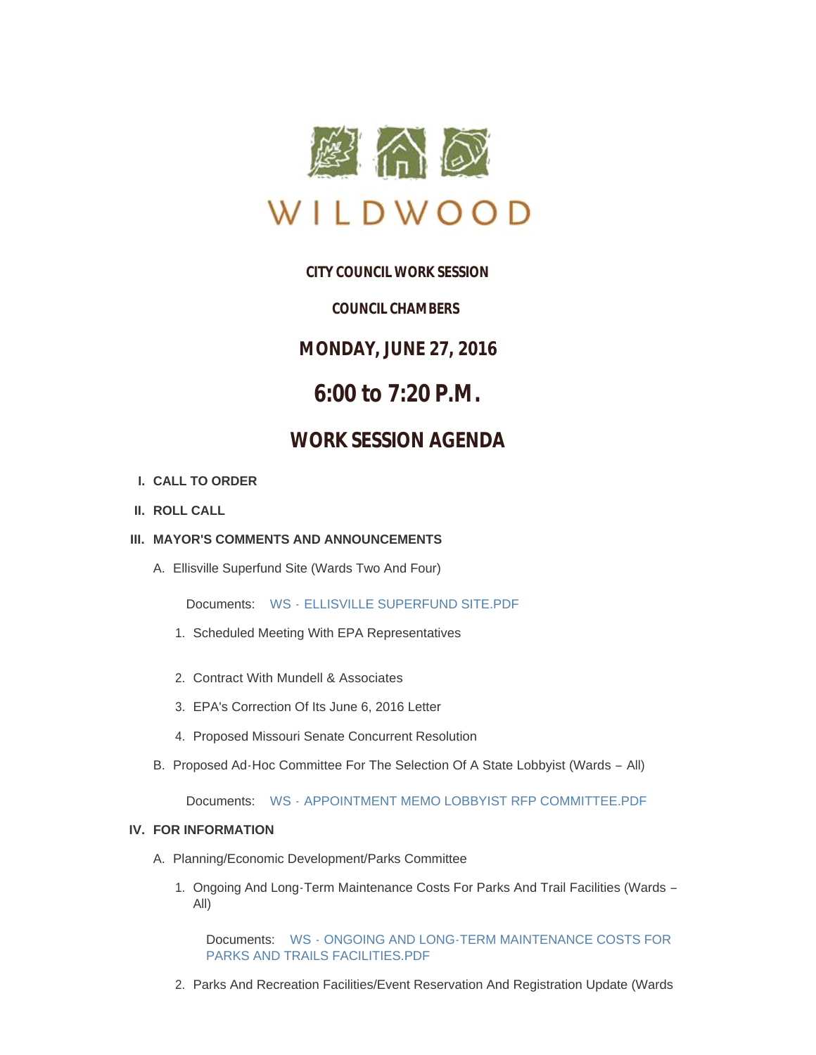# WILDWOOD

**CITY COUNCIL WORK SESSION**

**COUNCIL CHAMBERS**

**MONDAY, JUNE 27, 2016**

## 6:00 to 7:20 P.M.

## WORK SESSION AGENDA

I. **CALL TO ORDER**

II. **ROLL CALL**

III. **MAYOR'S COMMENTS AND ANNOUNCEMENTS**

A. Ellisville Superfund Site (Wards Two And Four)

Documents: WS - ELLISVILLE SUPERFUND SITE.PDF

1. Scheduled Meeting With EPA Representatives
2. Contract With Mundell & Associates
3. EPA's Correction Of Its June 6, 2016 Letter
4. Proposed Missouri Senate Concurrent Resolution

B. Proposed Ad-Hoc Committee For The Selection Of A State Lobbyist (Wards – All)

Documents: WS - APPOINTMENT MEMO LOBBYIST RFP COMMITTEE.PDF

IV. **FOR INFORMATION**

A. Planning/Economic Development/Parks Committee

1. Ongoing And Long-Term Maintenance Costs For Parks And Trail Facilities (Wards – All)

   Documents: WS - ONGOING AND LONG-TERM MAINTENANCE COSTS FOR PARKS AND TRAILS FACILITIES.PDF

2. Parks And Recreation Facilities/Event Reservation And Registration Update (Wards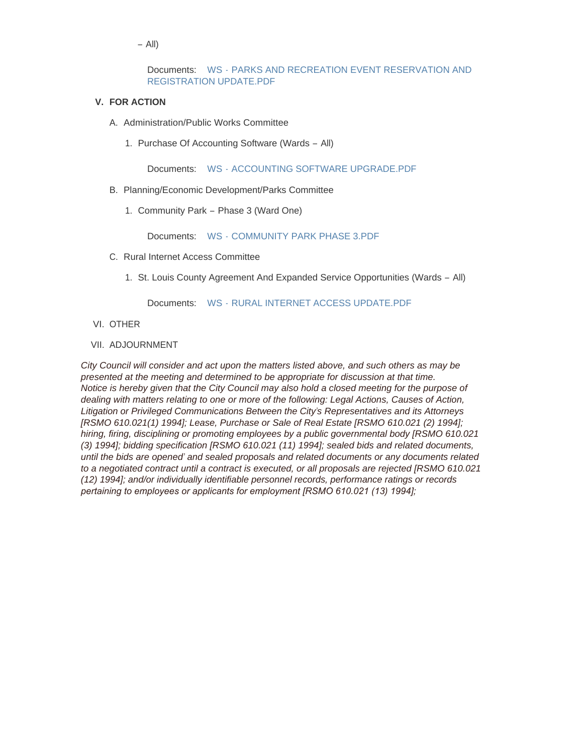– All)

Documents: WS - PARKS AND RECREATION EVENT RESERVATION AND REGISTRATION UPDATE.PDF

V. **FOR ACTION**

A. Administration/Public Works Committee

1. Purchase Of Accounting Software (Wards – All)

Documents: WS - ACCOUNTING SOFTWARE UPGRADE.PDF

B. Planning/Economic Development/Parks Committee

1. Community Park – Phase 3 (Ward One)

Documents: WS - COMMUNITY PARK PHASE 3.PDF

C. Rural Internet Access Committee

1. St. Louis County Agreement And Expanded Service Opportunities (Wards – All)

Documents: WS - RURAL INTERNET ACCESS UPDATE.PDF

VI. OTHER

VII. ADJOURNMENT

*City Council will consider and act upon the matters listed above, and such others as may be presented at the meeting and determined to be appropriate for discussion at that time.*
*Notice is hereby given that the City Council may also hold a closed meeting for the purpose of dealing with matters relating to one or more of the following: Legal Actions, Causes of Action, Litigation or Privileged Communications Between the City's Representatives and its Attorneys [RSMO 610.021(1) 1994]; Lease, Purchase or Sale of Real Estate [RSMO 610.021 (2) 1994]; hiring, firing, disciplining or promoting employees by a public governmental body [RSMO 610.021 (3) 1994]; bidding specification [RSMO 610.021 (11) 1994]; sealed bids and related documents, until the bids are opened' and sealed proposals and related documents or any documents related to a negotiated contract until a contract is executed, or all proposals are rejected [RSMO 610.021 (12) 1994]; and/or individually identifiable personnel records, performance ratings or records pertaining to employees or applicants for employment [RSMO 610.021 (13) 1994];*